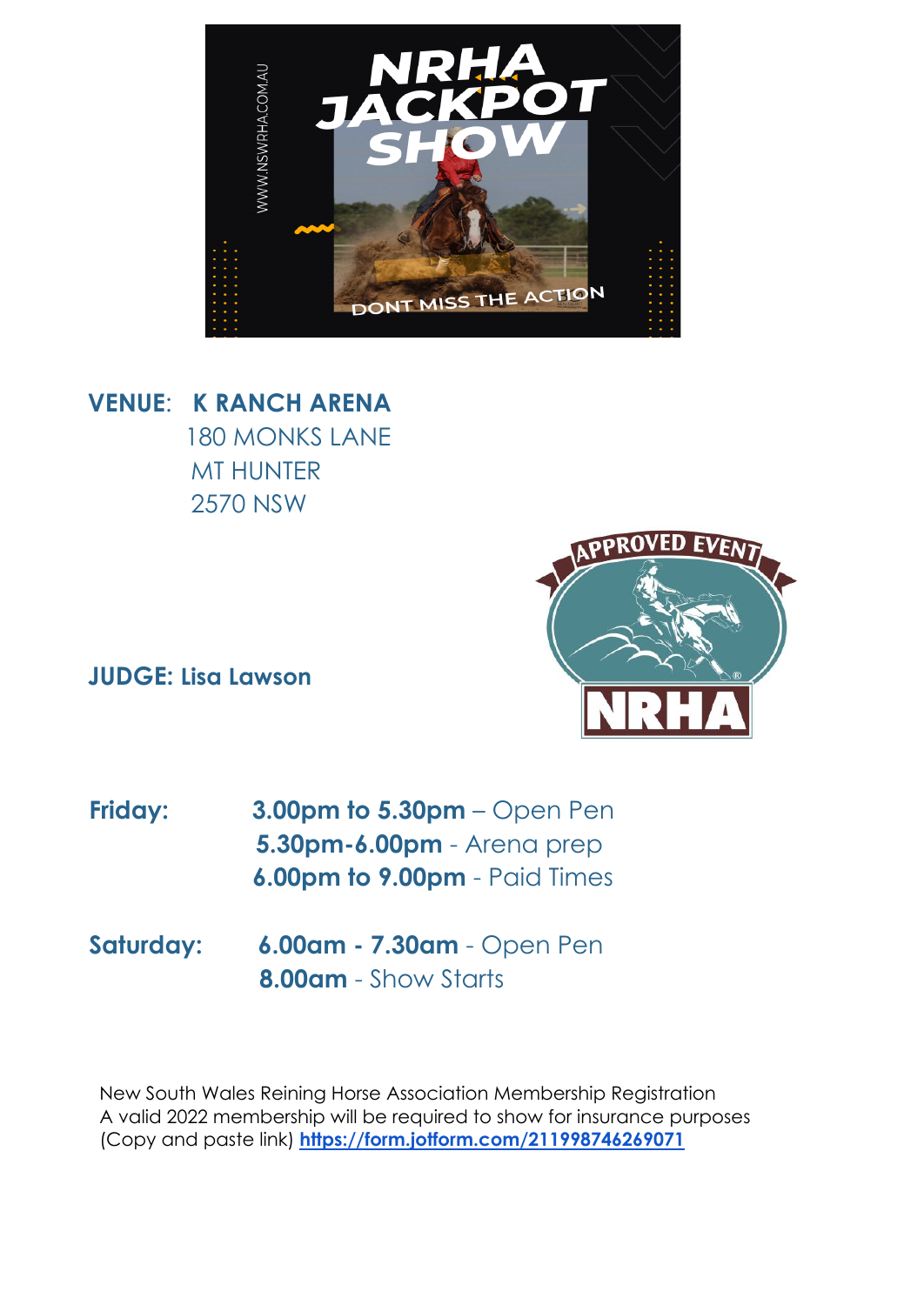**VENUE**: **K RANCH ARENA**
180 MONKS LANE
MT HUNTER
2570 NSW

**JUDGE: Lisa Lawson**

**Friday:** **3.00pm to 5.30pm** – Open Pen
**5.30pm-6.00pm** - Arena prep
**6.00pm to 9.00pm** - Paid Times

**Saturday:** **6.00am - 7.30am** - Open Pen
**8.00am** - Show Starts

New South Wales Reining Horse Association Membership Registration
A valid 2022 membership will be required to show for insurance purposes
(Copy and paste link) **https://form.jotform.com/211998746269071**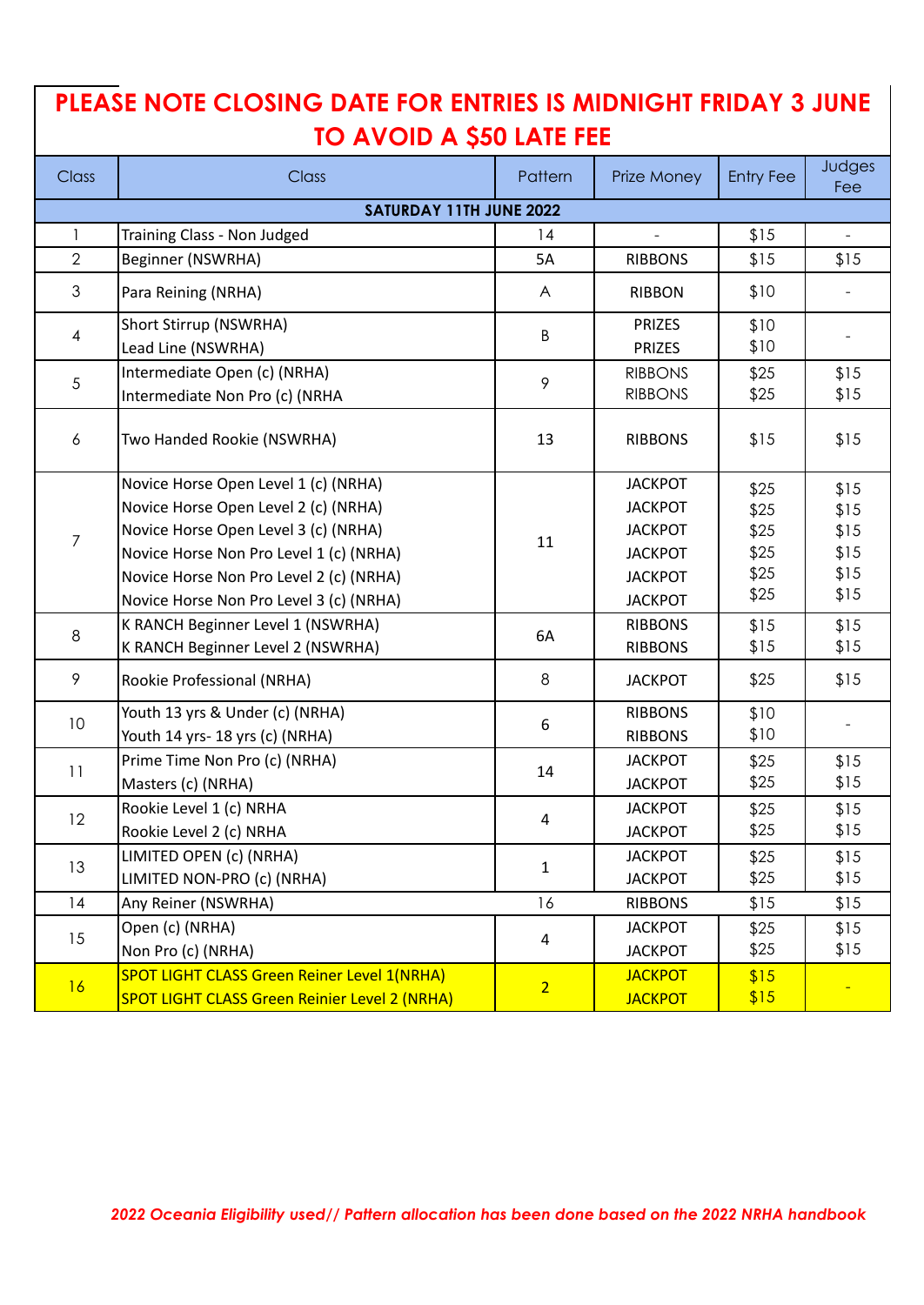**PLEASE NOTE CLOSING DATE FOR ENTRIES IS MIDNIGHT FRIDAY 3 JUNE TO AVOID A $50 LATE FEE**

| Class | Class | Pattern | Prize Money | Entry Fee | Judges Fee |
|---|---|---|---|---|---|
| **SATURDAY 11TH JUNE 2022** | | | | | |
| 1 | Training Class - Non Judged | 14 | - | $15 | - |
| 2 | Beginner (NSWRHA) | 5A | RIBBONS | $15 | $15 |
| 3 | Para Reining (NRHA) | A | RIBBON | $10 | - |
| 4 | Short Stirrup (NSWRHA)<br>Lead Line (NSWRHA) | B | PRIZES<br>PRIZES | $10<br>$10 | - |
| 5 | Intermediate Open (c) (NRHA)<br>Intermediate Non Pro (c) (NRHA | 9 | RIBBONS<br>RIBBONS | $25<br>$25 | $15<br>$15 |
| 6 | Two Handed Rookie (NSWRHA) | 13 | RIBBONS | $15 | $15 |
| 7 | Novice Horse Open Level 1 (c) (NRHA)<br>Novice Horse Open Level 2 (c) (NRHA)<br>Novice Horse Open Level 3 (c) (NRHA)<br>Novice Horse Non Pro Level 1 (c) (NRHA)<br>Novice Horse Non Pro Level 2 (c) (NRHA)<br>Novice Horse Non Pro Level 3 (c) (NRHA) | 11 | JACKPOT<br>JACKPOT<br>JACKPOT<br>JACKPOT<br>JACKPOT<br>JACKPOT | $25<br>$25<br>$25<br>$25<br>$25<br>$25 | $15<br>$15<br>$15<br>$15<br>$15<br>$15 |
| 8 | K RANCH Beginner Level 1 (NSWRHA)<br>K RANCH Beginner Level 2 (NSWRHA) | 6A | RIBBONS<br>RIBBONS | $15<br>$15 | $15<br>$15 |
| 9 | Rookie Professional (NRHA) | 8 | JACKPOT | $25 | $15 |
| 10 | Youth 13 yrs & Under (c) (NRHA)<br>Youth 14 yrs- 18 yrs (c) (NRHA) | 6 | RIBBONS<br>RIBBONS | $10<br>$10 | - |
| 11 | Prime Time Non Pro (c) (NRHA)<br>Masters (c) (NRHA) | 14 | JACKPOT<br>JACKPOT | $25<br>$25 | $15<br>$15 |
| 12 | Rookie Level 1 (c) NRHA<br>Rookie Level 2 (c) NRHA | 4 | JACKPOT<br>JACKPOT | $25<br>$25 | $15<br>$15 |
| 13 | LIMITED OPEN (c) (NRHA)<br>LIMITED NON-PRO (c) (NRHA) | 1 | JACKPOT<br>JACKPOT | $25<br>$25 | $15<br>$15 |
| 14 | Any Reiner (NSWRHA) | 16 | RIBBONS | $15 | $15 |
| 15 | Open (c) (NRHA)<br>Non Pro (c) (NRHA) | 4 | JACKPOT<br>JACKPOT | $25<br>$25 | $15<br>$15 |
| 16 | SPOT LIGHT CLASS Green Reiner Level 1(NRHA)<br>SPOT LIGHT CLASS Green Reinier Level 2 (NRHA) | 2 | JACKPOT<br>JACKPOT | $15<br>$15 | - |

*2022 Oceania Eligibility used// Pattern allocation has been done based on the 2022 NRHA handbook*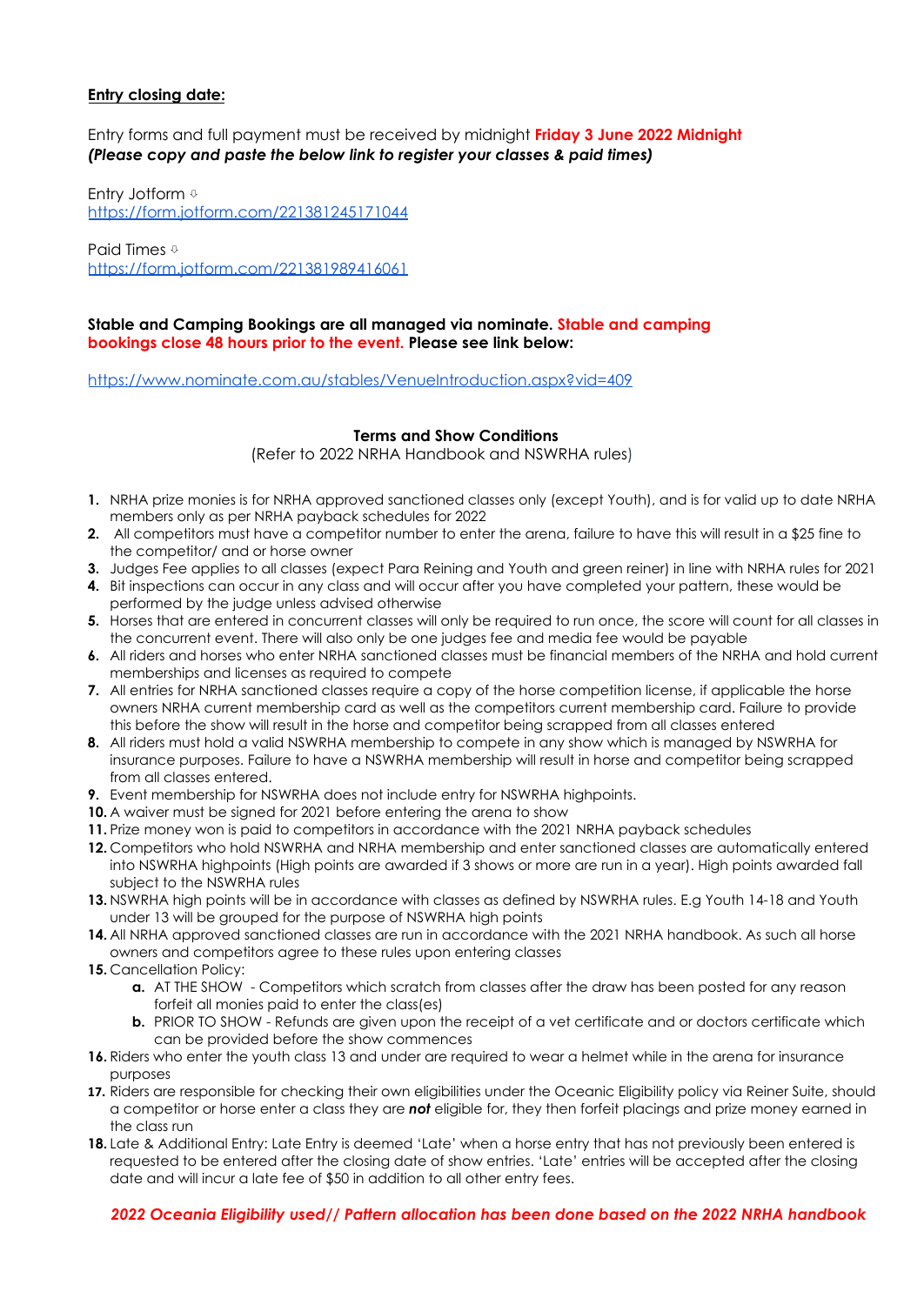**Entry closing date:**

Entry forms and full payment must be received by midnight **Friday 3 June 2022 Midnight**
***(Please copy and paste the below link to register your classes & paid times)***

Entry Jotform ⇩
https://form.jotform.com/221381245171044

Paid Times ⇩
https://form.jotform.com/221381989416061

**Stable and Camping Bookings are all managed via nominate. Stable and camping bookings close 48 hours prior to the event. Please see link below:**

https://www.nominate.com.au/stables/VenueIntroduction.aspx?vid=409

**Terms and Show Conditions**
(Refer to 2022 NRHA Handbook and NSWRHA rules)

1. NRHA prize monies is for NRHA approved sanctioned classes only (except Youth), and is for valid up to date NRHA members only as per NRHA payback schedules for 2022
2. All competitors must have a competitor number to enter the arena, failure to have this will result in a $25 fine to the competitor/ and or horse owner
3. Judges Fee applies to all classes (expect Para Reining and Youth and green reiner) in line with NRHA rules for 2021
4. Bit inspections can occur in any class and will occur after you have completed your pattern, these would be performed by the judge unless advised otherwise
5. Horses that are entered in concurrent classes will only be required to run once, the score will count for all classes in the concurrent event. There will also only be one judges fee and media fee would be payable
6. All riders and horses who enter NRHA sanctioned classes must be financial members of the NRHA and hold current memberships and licenses as required to compete
7. All entries for NRHA sanctioned classes require a copy of the horse competition license, if applicable the horse owners NRHA current membership card as well as the competitors current membership card. Failure to provide this before the show will result in the horse and competitor being scrapped from all classes entered
8. All riders must hold a valid NSWRHA membership to compete in any show which is managed by NSWRHA for insurance purposes. Failure to have a NSWRHA membership will result in horse and competitor being scrapped from all classes entered.
9. Event membership for NSWRHA does not include entry for NSWRHA highpoints.
10. A waiver must be signed for 2021 before entering the arena to show
11. Prize money won is paid to competitors in accordance with the 2021 NRHA payback schedules
12. Competitors who hold NSWRHA and NRHA membership and enter sanctioned classes are automatically entered into NSWRHA highpoints (High points are awarded if 3 shows or more are run in a year). High points awarded fall subject to the NSWRHA rules
13. NSWRHA high points will be in accordance with classes as defined by NSWRHA rules. E.g Youth 14-18 and Youth under 13 will be grouped for the purpose of NSWRHA high points
14. All NRHA approved sanctioned classes are run in accordance with the 2021 NRHA handbook. As such all horse owners and competitors agree to these rules upon entering classes
15. Cancellation Policy:
    a. AT THE SHOW - Competitors which scratch from classes after the draw has been posted for any reason forfeit all monies paid to enter the class(es)
    b. PRIOR TO SHOW - Refunds are given upon the receipt of a vet certificate and or doctors certificate which can be provided before the show commences
16. Riders who enter the youth class 13 and under are required to wear a helmet while in the arena for insurance purposes
17. Riders are responsible for checking their own eligibilities under the Oceanic Eligibility policy via Reiner Suite, should a competitor or horse enter a class they are ***not*** eligible for, they then forfeit placings and prize money earned in the class run
18. Late & Additional Entry: Late Entry is deemed 'Late' when a horse entry that has not previously been entered is requested to be entered after the closing date of show entries. 'Late' entries will be accepted after the closing date and will incur a late fee of $50 in addition to all other entry fees.

***2022 Oceania Eligibility used// Pattern allocation has been done based on the 2022 NRHA handbook***